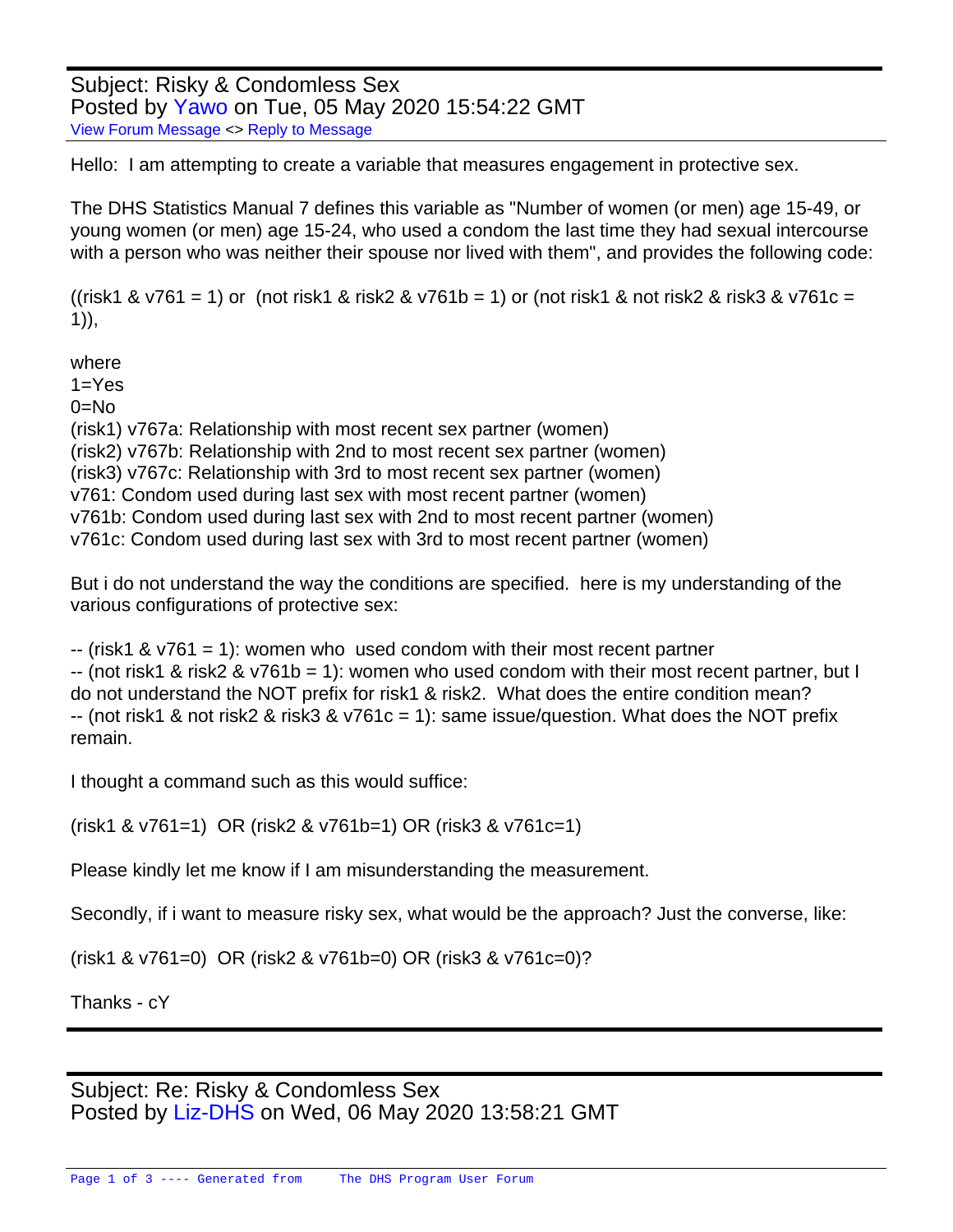Subject: Risky & Condomless Sex
Posted by Yawo on Tue, 05 May 2020 15:54:22 GMT
View Forum Message <> Reply to Message

Hello: I am attempting to create a variable that measures engagement in protective sex.

The DHS Statistics Manual 7 defines this variable as "Number of women (or men) age 15-49, or young women (or men) age 15-24, who used a condom the last time they had sexual intercourse with a person who was neither their spouse nor lived with them", and provides the following code:

((risk1 & v761 = 1) or (not risk1 & risk2 & v761b = 1) or (not risk1 & not risk2 & risk3 & v761c = 1)),

where
1=Yes
0=No
(risk1) v767a: Relationship with most recent sex partner (women)
(risk2) v767b: Relationship with 2nd to most recent sex partner (women)
(risk3) v767c: Relationship with 3rd to most recent sex partner (women)
v761: Condom used during last sex with most recent partner (women)
v761b: Condom used during last sex with 2nd to most recent partner (women)
v761c: Condom used during last sex with 3rd to most recent partner (women)

But i do not understand the way the conditions are specified. here is my understanding of the various configurations of protective sex:

-- (risk1 & v761 = 1): women who used condom with their most recent partner
-- (not risk1 & risk2 & v761b = 1): women who used condom with their most recent partner, but I do not understand the NOT prefix for risk1 & risk2. What does the entire condition mean?
-- (not risk1 & not risk2 & risk3 & v761c = 1): same issue/question. What does the NOT prefix remain.

I thought a command such as this would suffice:

(risk1 & v761=1) OR (risk2 & v761b=1) OR (risk3 & v761c=1)

Please kindly let me know if I am misunderstanding the measurement.

Secondly, if i want to measure risky sex, what would be the approach? Just the converse, like:

(risk1 & v761=0) OR (risk2 & v761b=0) OR (risk3 & v761c=0)?

Thanks - cY

---

Subject: Re: Risky & Condomless Sex
Posted by Liz-DHS on Wed, 06 May 2020 13:58:21 GMT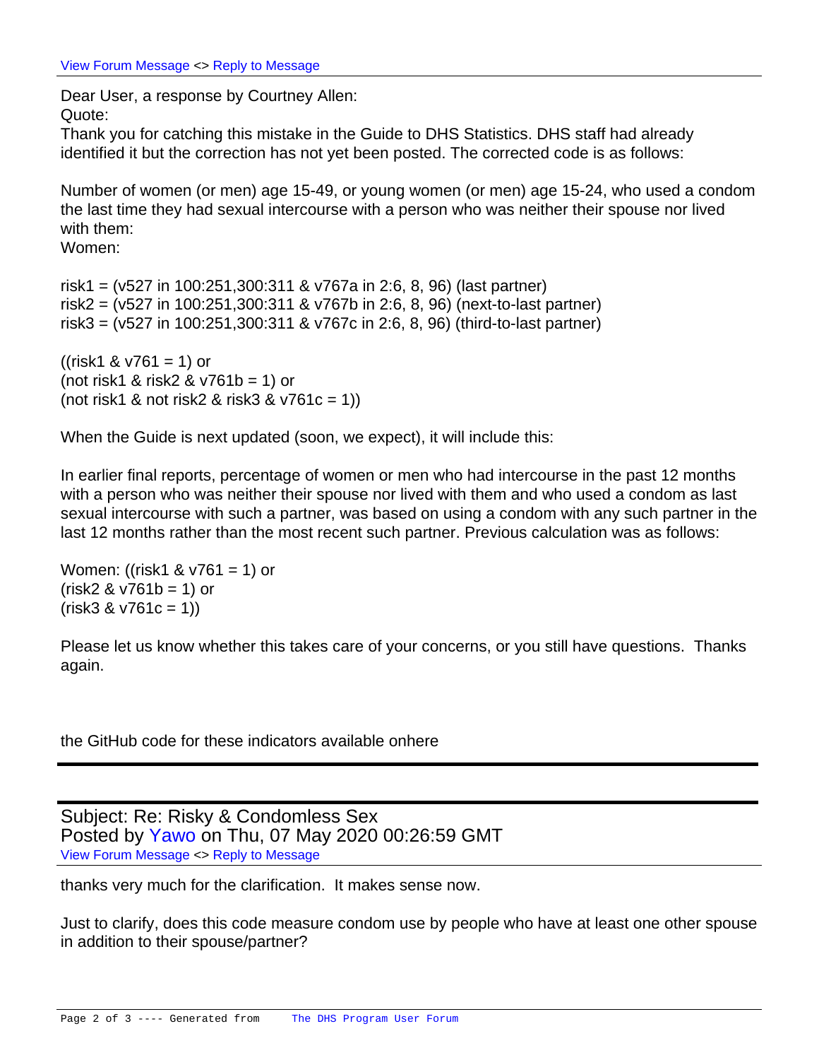View Forum Message <> Reply to Message

Dear User, a response by Courtney Allen:
Quote:
Thank you for catching this mistake in the Guide to DHS Statistics. DHS staff had already identified it but the correction has not yet been posted. The corrected code is as follows:

Number of women (or men) age 15-49, or young women (or men) age 15-24, who used a condom the last time they had sexual intercourse with a person who was neither their spouse nor lived with them:
Women:

risk1 = (v527 in 100:251,300:311 & v767a in 2:6, 8, 96) (last partner)
risk2 = (v527 in 100:251,300:311 & v767b in 2:6, 8, 96) (next-to-last partner)
risk3 = (v527 in 100:251,300:311 & v767c in 2:6, 8, 96) (third-to-last partner)

((risk1 & v761 = 1) or
(not risk1 & risk2 & v761b = 1) or
(not risk1 & not risk2 & risk3 & v761c = 1))

When the Guide is next updated (soon, we expect), it will include this:

In earlier final reports, percentage of women or men who had intercourse in the past 12 months with a person who was neither their spouse nor lived with them and who used a condom as last sexual intercourse with such a partner, was based on using a condom with any such partner in the last 12 months rather than the most recent such partner. Previous calculation was as follows:

Women: ((risk1 & v761 = 1) or
(risk2 & v761b = 1) or
(risk3 & v761c = 1))

Please let us know whether this takes care of your concerns, or you still have questions. Thanks again.

the GitHub code for these indicators available onhere

---

Subject: Re: Risky & Condomless Sex
Posted by Yawo on Thu, 07 May 2020 00:26:59 GMT
View Forum Message <> Reply to Message

thanks very much for the clarification. It makes sense now.

Just to clarify, does this code measure condom use by people who have at least one other spouse in addition to their spouse/partner?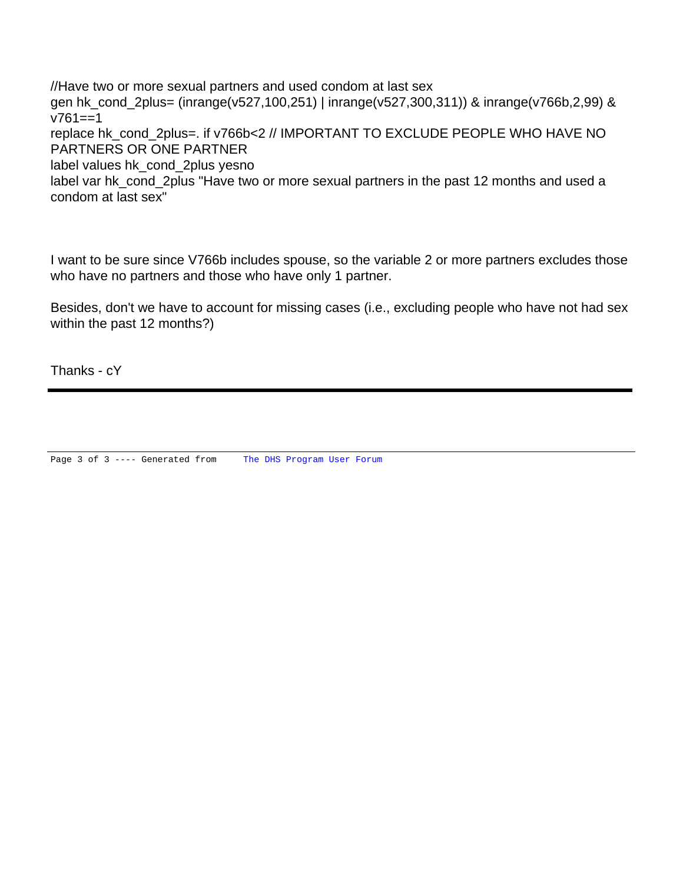```
//Have two or more sexual partners and used condom at last sex
gen hk_cond_2plus= (inrange(v527,100,251) | inrange(v527,300,311)) & inrange(v766b,2,99) & v761==1
replace hk_cond_2plus=. if v766b<2 // IMPORTANT TO EXCLUDE PEOPLE WHO HAVE NO PARTNERS OR ONE PARTNER
label values hk_cond_2plus yesno
label var hk_cond_2plus "Have two or more sexual partners in the past 12 months and used a condom at last sex"
```

I want to be sure since V766b includes spouse, so the variable 2 or more partners excludes those who have no partners and those who have only 1 partner.

Besides, don't we have to account for missing cases (i.e., excluding people who have not had sex within the past 12 months?)

Thanks - cY

---